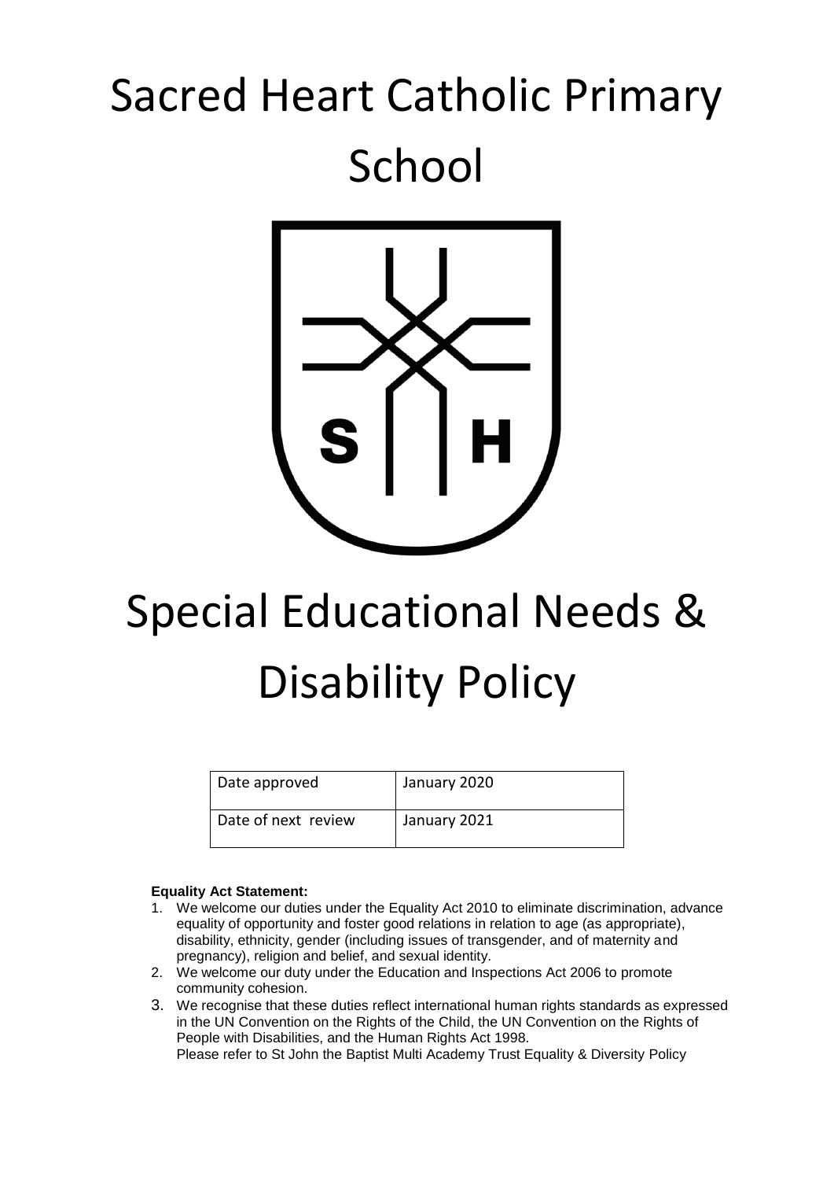# Sacred Heart Catholic Primary School

# Special Educational Needs & Disability Policy

| Date approved | January 2020 |
| --- | --- |
| Date of next review | January 2021 |

**Equality Act Statement:**

1. We welcome our duties under the Equality Act 2010 to eliminate discrimination, advance equality of opportunity and foster good relations in relation to age (as appropriate), disability, ethnicity, gender (including issues of transgender, and of maternity and pregnancy), religion and belief, and sexual identity.
2. We welcome our duty under the Education and Inspections Act 2006 to promote community cohesion.
3. We recognise that these duties reflect international human rights standards as expressed in the UN Convention on the Rights of the Child, the UN Convention on the Rights of People with Disabilities, and the Human Rights Act 1998.
   Please refer to St John the Baptist Multi Academy Trust Equality & Diversity Policy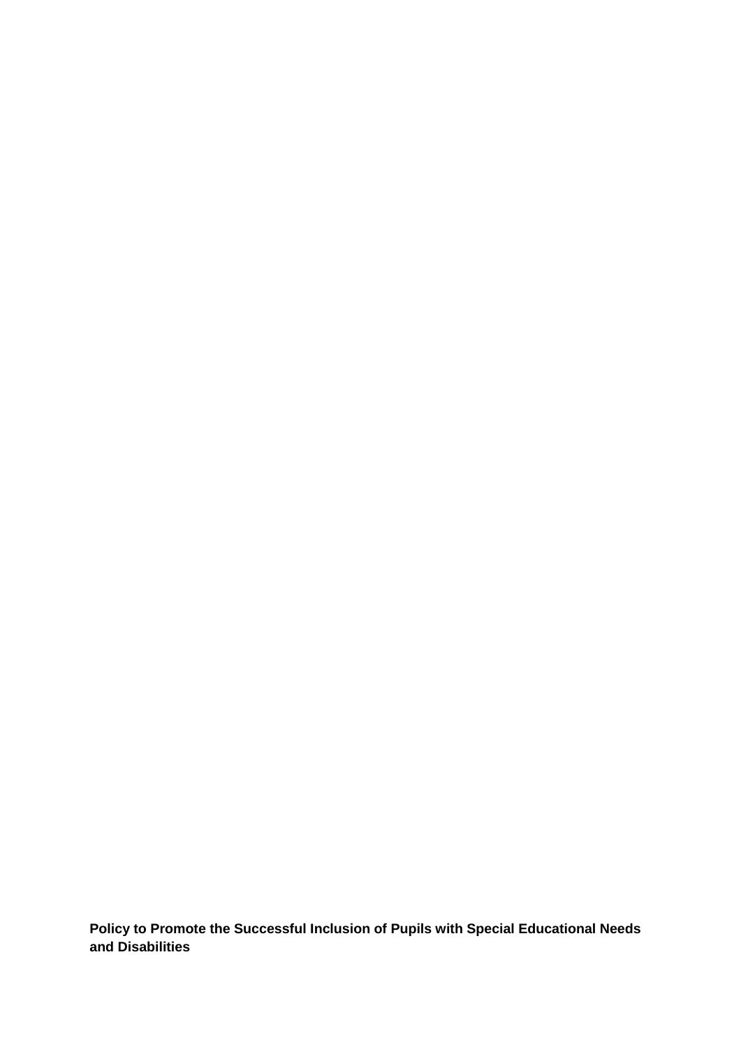**Policy to Promote the Successful Inclusion of Pupils with Special Educational Needs and Disabilities**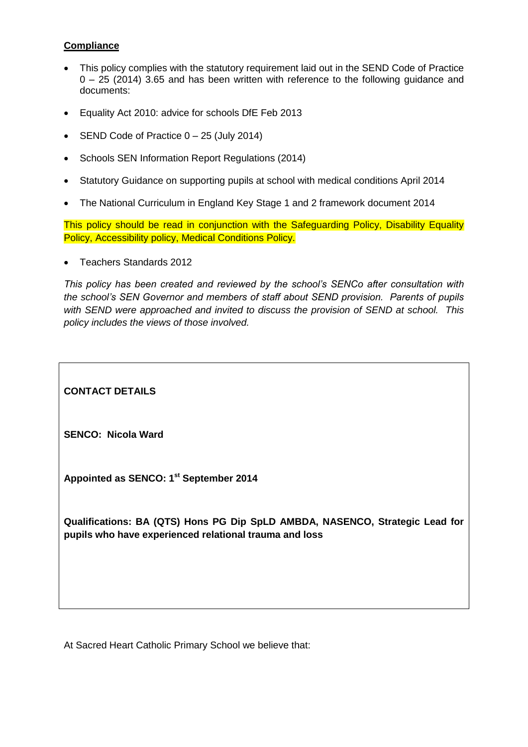## Compliance

- This policy complies with the statutory requirement laid out in the SEND Code of Practice 0 – 25 (2014) 3.65 and has been written with reference to the following guidance and documents:
- Equality Act 2010: advice for schools DfE Feb 2013
- SEND Code of Practice 0 – 25 (July 2014)
- Schools SEN Information Report Regulations (2014)
- Statutory Guidance on supporting pupils at school with medical conditions April 2014
- The National Curriculum in England Key Stage 1 and 2 framework document 2014

This policy should be read in conjunction with the Safeguarding Policy, Disability Equality Policy, Accessibility policy, Medical Conditions Policy.

- Teachers Standards 2012

*This policy has been created and reviewed by the school's SENCo after consultation with the school's SEN Governor and members of staff about SEND provision. Parents of pupils with SEND were approached and invited to discuss the provision of SEND at school. This policy includes the views of those involved.*

**CONTACT DETAILS**

**SENCO: Nicola Ward**

**Appointed as SENCO: 1st September 2014**

**Qualifications: BA (QTS) Hons PG Dip SpLD AMBDA, NASENCO, Strategic Lead for pupils who have experienced relational trauma and loss**

At Sacred Heart Catholic Primary School we believe that: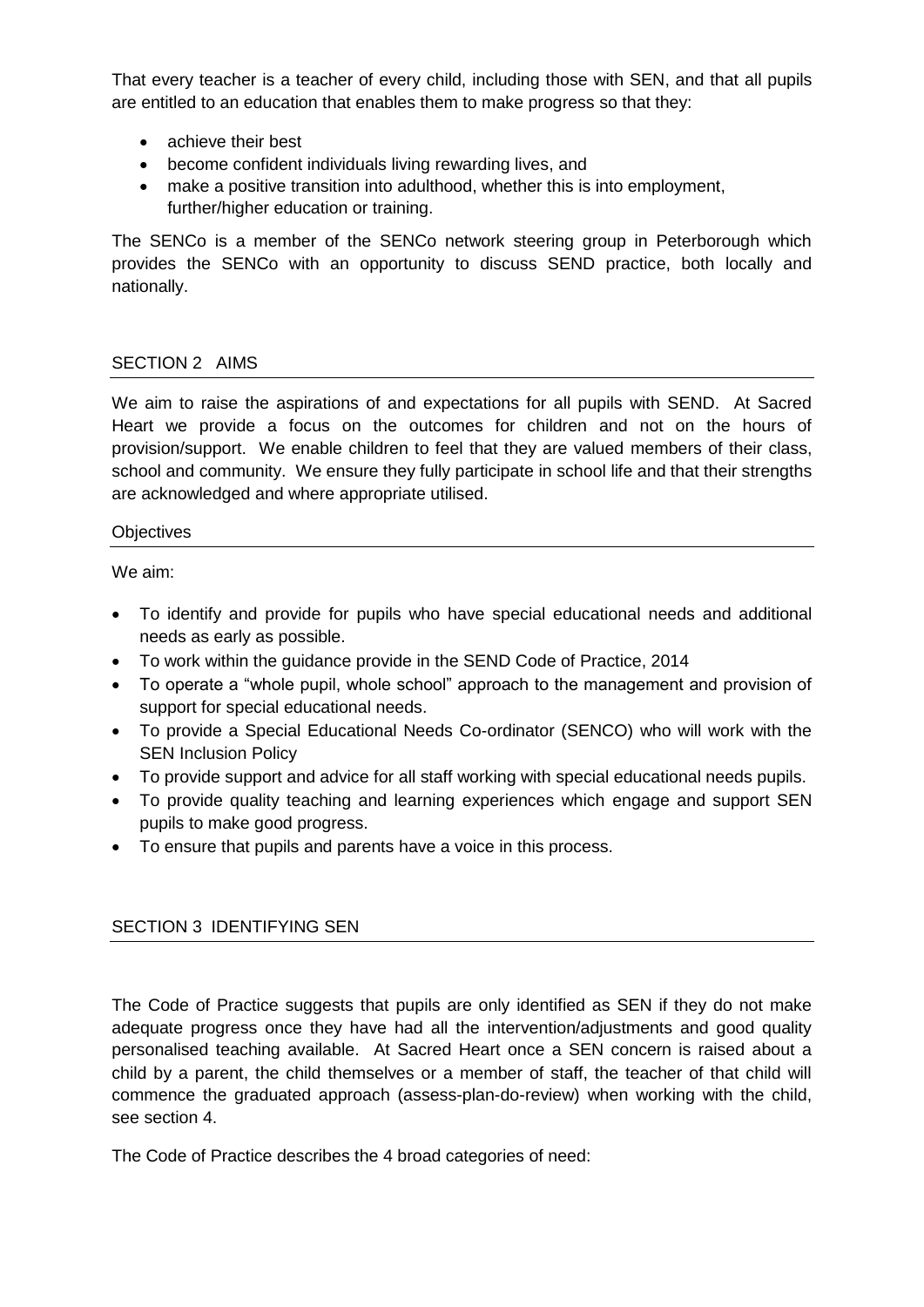That every teacher is a teacher of every child, including those with SEN, and that all pupils are entitled to an education that enables them to make progress so that they:

- achieve their best
- become confident individuals living rewarding lives, and
- make a positive transition into adulthood, whether this is into employment, further/higher education or training.

The SENCo is a member of the SENCo network steering group in Peterborough which provides the SENCo with an opportunity to discuss SEND practice, both locally and nationally.

## SECTION 2 AIMS

We aim to raise the aspirations of and expectations for all pupils with SEND. At Sacred Heart we provide a focus on the outcomes for children and not on the hours of provision/support. We enable children to feel that they are valued members of their class, school and community. We ensure they fully participate in school life and that their strengths are acknowledged and where appropriate utilised.

### Objectives

We aim:

- To identify and provide for pupils who have special educational needs and additional needs as early as possible.
- To work within the guidance provide in the SEND Code of Practice, 2014
- To operate a "whole pupil, whole school" approach to the management and provision of support for special educational needs.
- To provide a Special Educational Needs Co-ordinator (SENCO) who will work with the SEN Inclusion Policy
- To provide support and advice for all staff working with special educational needs pupils.
- To provide quality teaching and learning experiences which engage and support SEN pupils to make good progress.
- To ensure that pupils and parents have a voice in this process.

## SECTION 3 IDENTIFYING SEN

The Code of Practice suggests that pupils are only identified as SEN if they do not make adequate progress once they have had all the intervention/adjustments and good quality personalised teaching available. At Sacred Heart once a SEN concern is raised about a child by a parent, the child themselves or a member of staff, the teacher of that child will commence the graduated approach (assess-plan-do-review) when working with the child, see section 4.

The Code of Practice describes the 4 broad categories of need: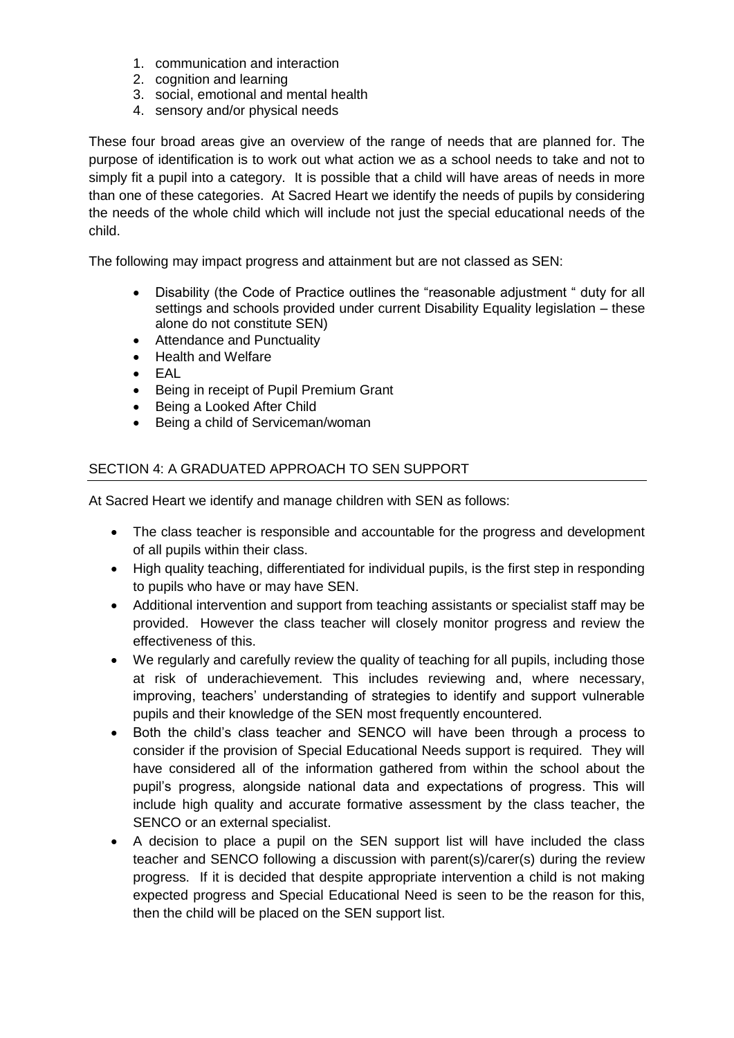1. communication and interaction
2. cognition and learning
3. social, emotional and mental health
4. sensory and/or physical needs

These four broad areas give an overview of the range of needs that are planned for. The purpose of identification is to work out what action we as a school needs to take and not to simply fit a pupil into a category. It is possible that a child will have areas of needs in more than one of these categories. At Sacred Heart we identify the needs of pupils by considering the needs of the whole child which will include not just the special educational needs of the child.

The following may impact progress and attainment but are not classed as SEN:

- Disability (the Code of Practice outlines the "reasonable adjustment " duty for all settings and schools provided under current Disability Equality legislation – these alone do not constitute SEN)
- Attendance and Punctuality
- Health and Welfare
- EAL
- Being in receipt of Pupil Premium Grant
- Being a Looked After Child
- Being a child of Serviceman/woman

## SECTION 4: A GRADUATED APPROACH TO SEN SUPPORT

At Sacred Heart we identify and manage children with SEN as follows:

- The class teacher is responsible and accountable for the progress and development of all pupils within their class.
- High quality teaching, differentiated for individual pupils, is the first step in responding to pupils who have or may have SEN.
- Additional intervention and support from teaching assistants or specialist staff may be provided. However the class teacher will closely monitor progress and review the effectiveness of this.
- We regularly and carefully review the quality of teaching for all pupils, including those at risk of underachievement. This includes reviewing and, where necessary, improving, teachers' understanding of strategies to identify and support vulnerable pupils and their knowledge of the SEN most frequently encountered.
- Both the child's class teacher and SENCO will have been through a process to consider if the provision of Special Educational Needs support is required. They will have considered all of the information gathered from within the school about the pupil's progress, alongside national data and expectations of progress. This will include high quality and accurate formative assessment by the class teacher, the SENCO or an external specialist.
- A decision to place a pupil on the SEN support list will have included the class teacher and SENCO following a discussion with parent(s)/carer(s) during the review progress. If it is decided that despite appropriate intervention a child is not making expected progress and Special Educational Need is seen to be the reason for this, then the child will be placed on the SEN support list.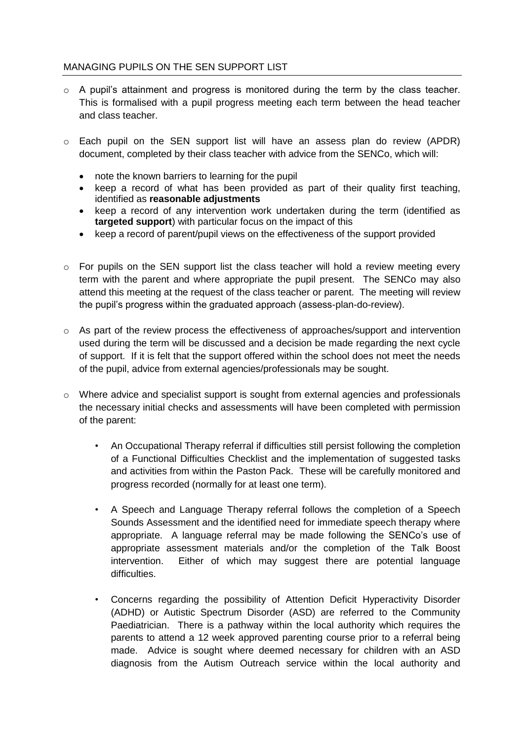## MANAGING PUPILS ON THE SEN SUPPORT LIST

- A pupil's attainment and progress is monitored during the term by the class teacher. This is formalised with a pupil progress meeting each term between the head teacher and class teacher.

- Each pupil on the SEN support list will have an assess plan do review (APDR) document, completed by their class teacher with advice from the SENCo, which will:
  - note the known barriers to learning for the pupil
  - keep a record of what has been provided as part of their quality first teaching, identified as **reasonable adjustments**
  - keep a record of any intervention work undertaken during the term (identified as **targeted support**) with particular focus on the impact of this
  - keep a record of parent/pupil views on the effectiveness of the support provided

- For pupils on the SEN support list the class teacher will hold a review meeting every term with the parent and where appropriate the pupil present. The SENCo may also attend this meeting at the request of the class teacher or parent. The meeting will review the pupil's progress within the graduated approach (assess-plan-do-review).

- As part of the review process the effectiveness of approaches/support and intervention used during the term will be discussed and a decision be made regarding the next cycle of support. If it is felt that the support offered within the school does not meet the needs of the pupil, advice from external agencies/professionals may be sought.

- Where advice and specialist support is sought from external agencies and professionals the necessary initial checks and assessments will have been completed with permission of the parent:

  - An Occupational Therapy referral if difficulties still persist following the completion of a Functional Difficulties Checklist and the implementation of suggested tasks and activities from within the Paston Pack. These will be carefully monitored and progress recorded (normally for at least one term).

  - A Speech and Language Therapy referral follows the completion of a Speech Sounds Assessment and the identified need for immediate speech therapy where appropriate. A language referral may be made following the SENCo's use of appropriate assessment materials and/or the completion of the Talk Boost intervention. Either of which may suggest there are potential language difficulties.

  - Concerns regarding the possibility of Attention Deficit Hyperactivity Disorder (ADHD) or Autistic Spectrum Disorder (ASD) are referred to the Community Paediatrician. There is a pathway within the local authority which requires the parents to attend a 12 week approved parenting course prior to a referral being made. Advice is sought where deemed necessary for children with an ASD diagnosis from the Autism Outreach service within the local authority and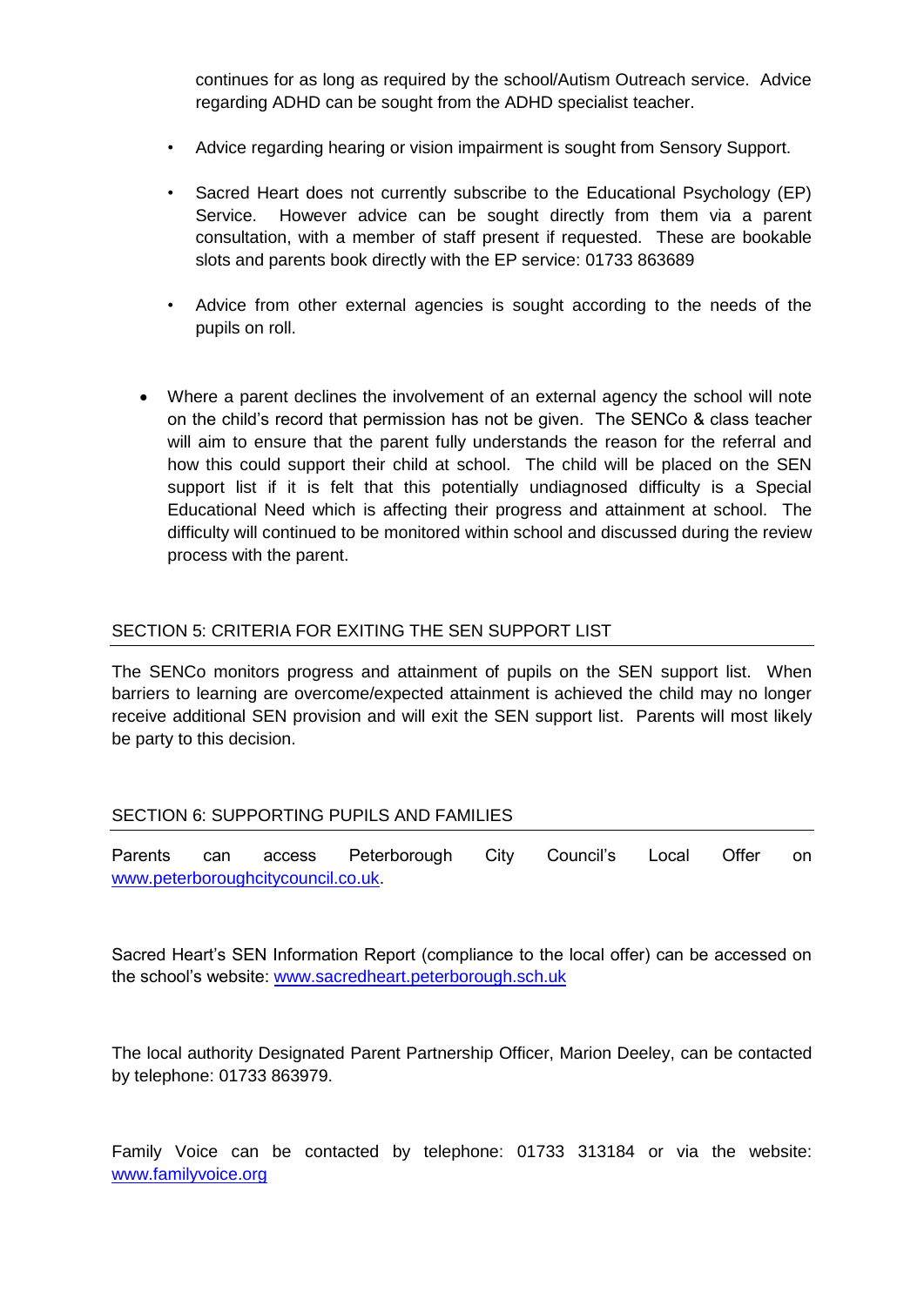continues for as long as required by the school/Autism Outreach service. Advice regarding ADHD can be sought from the ADHD specialist teacher.

- Advice regarding hearing or vision impairment is sought from Sensory Support.
- Sacred Heart does not currently subscribe to the Educational Psychology (EP) Service. However advice can be sought directly from them via a parent consultation, with a member of staff present if requested. These are bookable slots and parents book directly with the EP service: 01733 863689
- Advice from other external agencies is sought according to the needs of the pupils on roll.

- Where a parent declines the involvement of an external agency the school will note on the child's record that permission has not be given. The SENCo & class teacher will aim to ensure that the parent fully understands the reason for the referral and how this could support their child at school. The child will be placed on the SEN support list if it is felt that this potentially undiagnosed difficulty is a Special Educational Need which is affecting their progress and attainment at school. The difficulty will continued to be monitored within school and discussed during the review process with the parent.

## SECTION 5: CRITERIA FOR EXITING THE SEN SUPPORT LIST

The SENCo monitors progress and attainment of pupils on the SEN support list. When barriers to learning are overcome/expected attainment is achieved the child may no longer receive additional SEN provision and will exit the SEN support list. Parents will most likely be party to this decision.

## SECTION 6: SUPPORTING PUPILS AND FAMILIES

Parents can access Peterborough City Council's Local Offer on www.peterboroughcitycouncil.co.uk.

Sacred Heart's SEN Information Report (compliance to the local offer) can be accessed on the school's website: www.sacredheart.peterborough.sch.uk

The local authority Designated Parent Partnership Officer, Marion Deeley, can be contacted by telephone: 01733 863979.

Family Voice can be contacted by telephone: 01733 313184 or via the website: www.familyvoice.org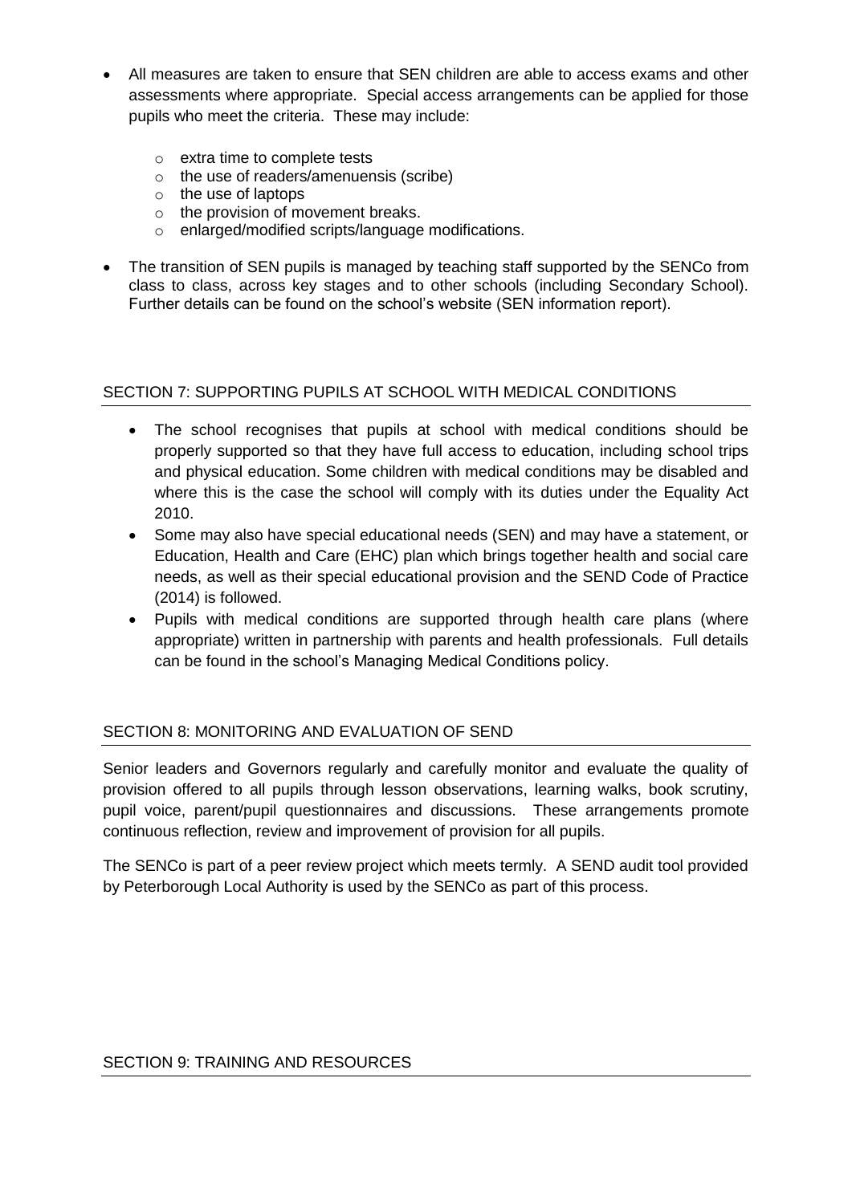- All measures are taken to ensure that SEN children are able to access exams and other assessments where appropriate. Special access arrangements can be applied for those pupils who meet the criteria. These may include:
  - extra time to complete tests
  - the use of readers/amenuensis (scribe)
  - the use of laptops
  - the provision of movement breaks.
  - enlarged/modified scripts/language modifications.
- The transition of SEN pupils is managed by teaching staff supported by the SENCo from class to class, across key stages and to other schools (including Secondary School). Further details can be found on the school's website (SEN information report).

## SECTION 7: SUPPORTING PUPILS AT SCHOOL WITH MEDICAL CONDITIONS

- The school recognises that pupils at school with medical conditions should be properly supported so that they have full access to education, including school trips and physical education. Some children with medical conditions may be disabled and where this is the case the school will comply with its duties under the Equality Act 2010.
- Some may also have special educational needs (SEN) and may have a statement, or Education, Health and Care (EHC) plan which brings together health and social care needs, as well as their special educational provision and the SEND Code of Practice (2014) is followed.
- Pupils with medical conditions are supported through health care plans (where appropriate) written in partnership with parents and health professionals. Full details can be found in the school's Managing Medical Conditions policy.

## SECTION 8: MONITORING AND EVALUATION OF SEND

Senior leaders and Governors regularly and carefully monitor and evaluate the quality of provision offered to all pupils through lesson observations, learning walks, book scrutiny, pupil voice, parent/pupil questionnaires and discussions. These arrangements promote continuous reflection, review and improvement of provision for all pupils.

The SENCo is part of a peer review project which meets termly. A SEND audit tool provided by Peterborough Local Authority is used by the SENCo as part of this process.

## SECTION 9: TRAINING AND RESOURCES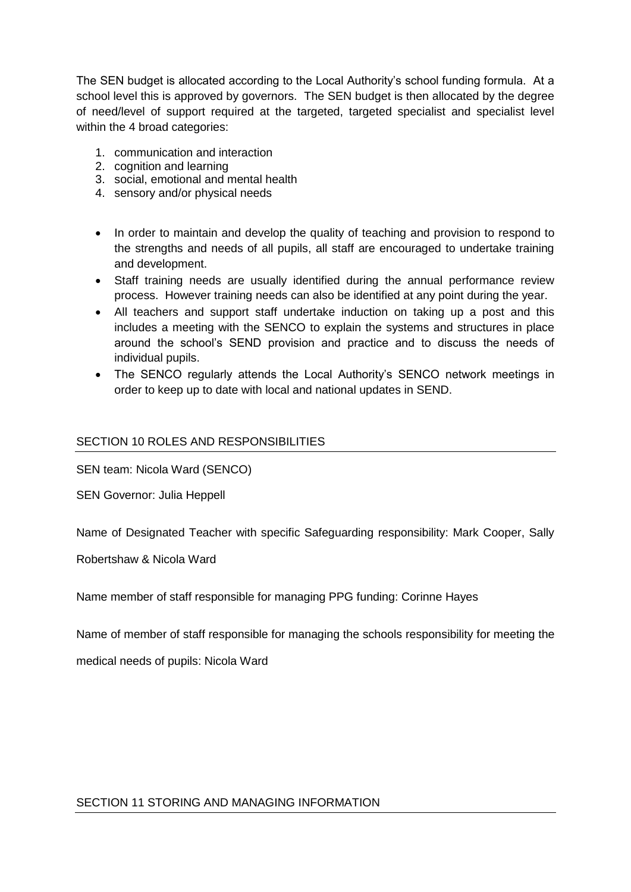The SEN budget is allocated according to the Local Authority's school funding formula. At a school level this is approved by governors. The SEN budget is then allocated by the degree of need/level of support required at the targeted, targeted specialist and specialist level within the 4 broad categories:

1. communication and interaction
2. cognition and learning
3. social, emotional and mental health
4. sensory and/or physical needs

- In order to maintain and develop the quality of teaching and provision to respond to the strengths and needs of all pupils, all staff are encouraged to undertake training and development.
- Staff training needs are usually identified during the annual performance review process. However training needs can also be identified at any point during the year.
- All teachers and support staff undertake induction on taking up a post and this includes a meeting with the SENCO to explain the systems and structures in place around the school's SEND provision and practice and to discuss the needs of individual pupils.
- The SENCO regularly attends the Local Authority's SENCO network meetings in order to keep up to date with local and national updates in SEND.

## SECTION 10 ROLES AND RESPONSIBILITIES

SEN team: Nicola Ward (SENCO)

SEN Governor: Julia Heppell

Name of Designated Teacher with specific Safeguarding responsibility: Mark Cooper, Sally Robertshaw & Nicola Ward

Name member of staff responsible for managing PPG funding: Corinne Hayes

Name of member of staff responsible for managing the schools responsibility for meeting the medical needs of pupils: Nicola Ward

## SECTION 11 STORING AND MANAGING INFORMATION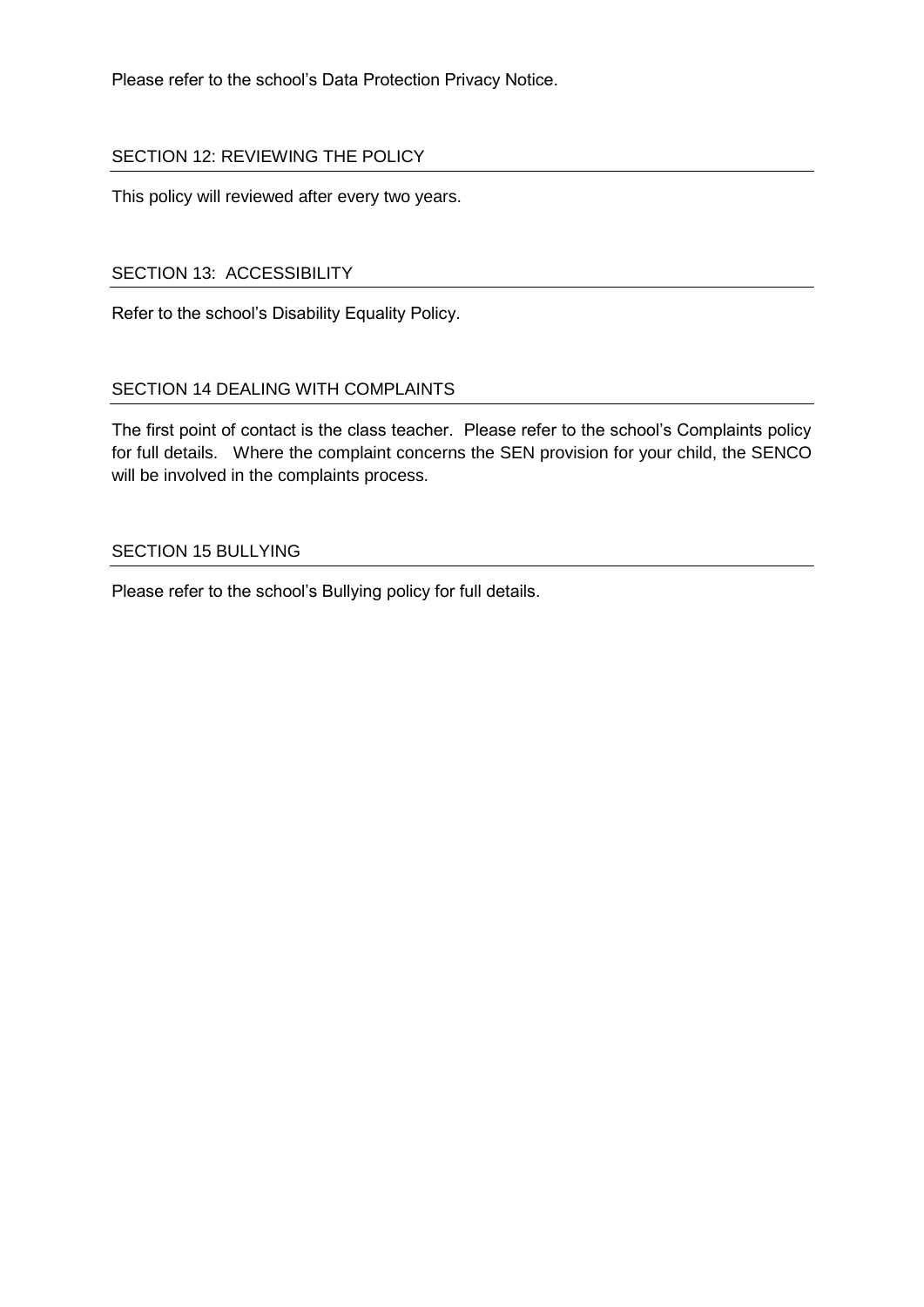Please refer to the school's Data Protection Privacy Notice.

## SECTION 12: REVIEWING THE POLICY

This policy will reviewed after every two years.

## SECTION 13: ACCESSIBILITY

Refer to the school's Disability Equality Policy.

## SECTION 14 DEALING WITH COMPLAINTS

The first point of contact is the class teacher. Please refer to the school's Complaints policy for full details. Where the complaint concerns the SEN provision for your child, the SENCO will be involved in the complaints process.

## SECTION 15 BULLYING

Please refer to the school's Bullying policy for full details.